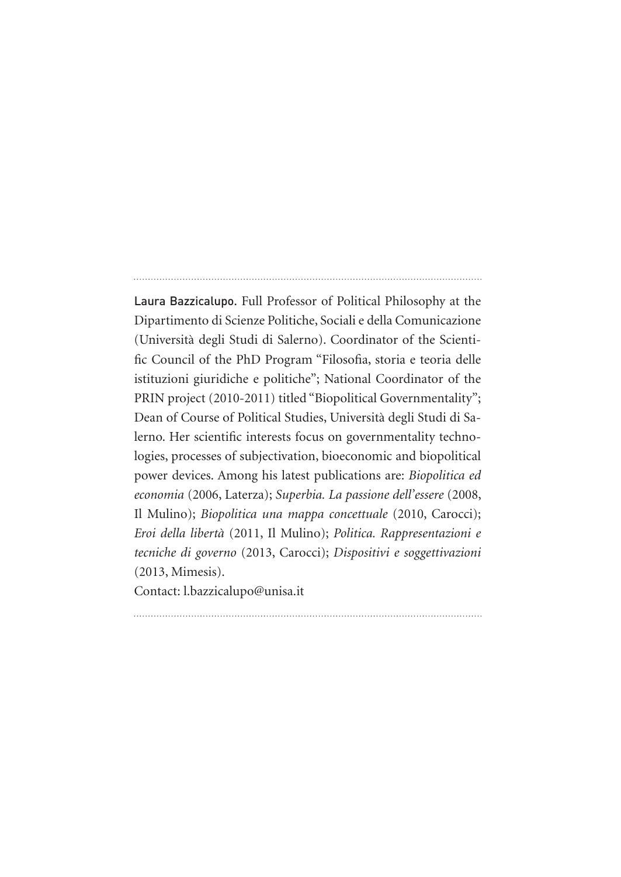**Laura Bazzicalupo.** Full Professor of Political Philosophy at the Dipartimento di Scienze Politiche, Sociali e della Comunicazione (Università degli Studi di Salerno). Coordinator of the Scientific Council of the PhD Program "Filosofia, storia e teoria delle istituzioni giuridiche e politiche"; National Coordinator of the PRIN project (2010-2011) titled "Biopolitical Governmentality"; Dean of Course of Political Studies, Università degli Studi di Salerno. Her scientific interests focus on governmentality technologies, processes of subjectivation, bioeconomic and biopolitical power devices. Among his latest publications are: *Biopolitica ed economia* (2006, Laterza); *Superbia. La passione dell'essere* (2008, Il Mulino); *Biopolitica una mappa concettuale* (2010, Carocci); *Eroi della libertà* (2011, Il Mulino); *Politica. Rappresentazioni e tecniche di governo* (2013, Carocci); *Dispositivi e soggettivazioni* (2013, Mimesis).

Contact: l.bazzicalupo@unisa.it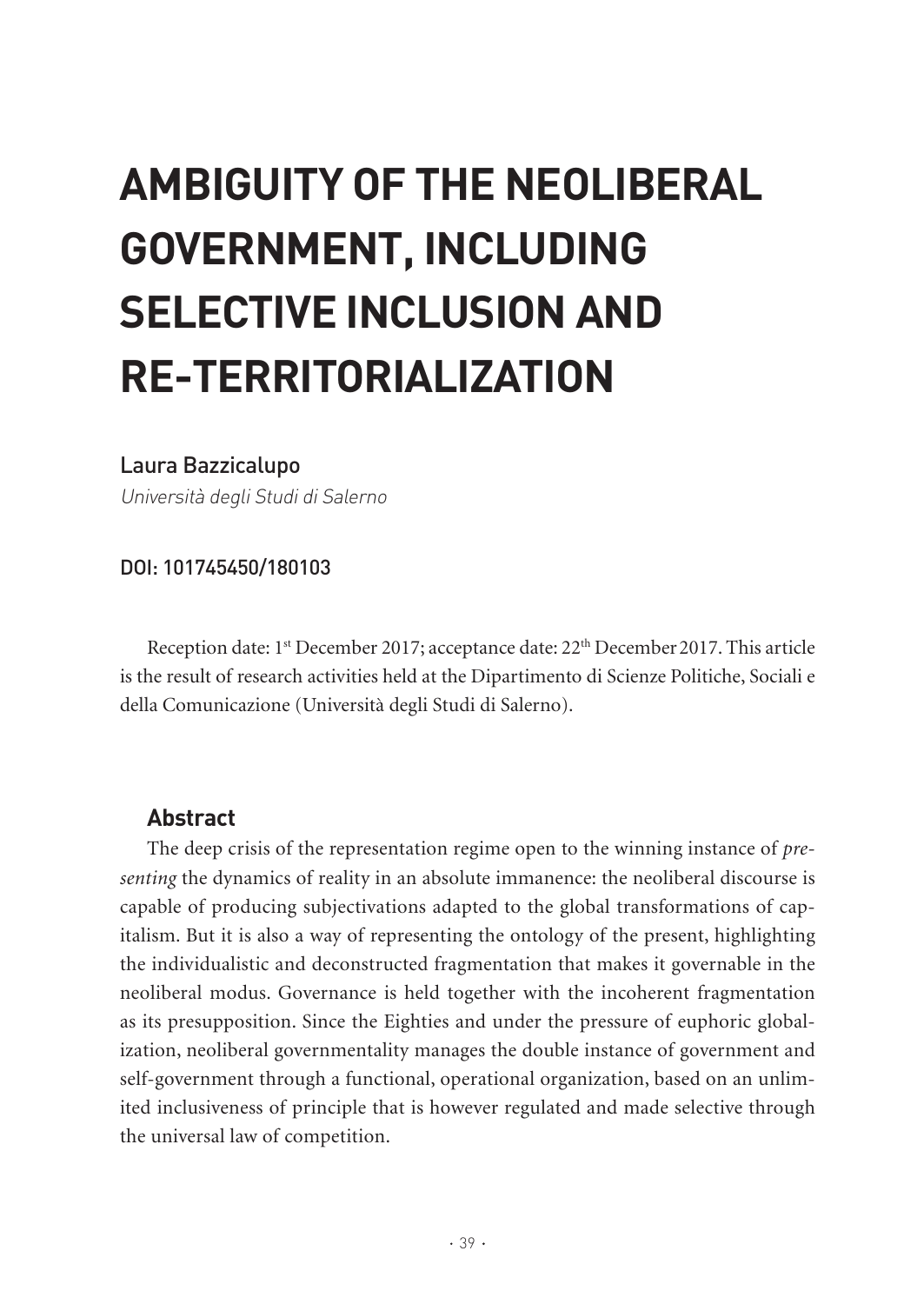# AMBIGUITY OF THE NEOLIBERAL GOVERNMENT, INCLUDING SELECTIVE INCLUSION AND RE-TERRITORIALIZATION

Laura Bazzicalupo

*Università degli Studi di Salerno*

**DOI: 101745450/180103**

Reception date: 1st December 2017; acceptance date: 22th December 2017. This article is the result of research activities held at the Dipartimento di Scienze Politiche, Sociali e della Comunicazione (Università degli Studi di Salerno).

## Abstract

The deep crisis of the representation regime open to the winning instance of *presenting* the dynamics of reality in an absolute immanence: the neoliberal discourse is capable of producing subjectivations adapted to the global transformations of capitalism. But it is also a way of representing the ontology of the present, highlighting the individualistic and deconstructed fragmentation that makes it governable in the neoliberal modus. Governance is held together with the incoherent fragmentation as its presupposition. Since the Eighties and under the pressure of euphoric globalization, neoliberal governmentality manages the double instance of government and self-government through a functional, operational organization, based on an unlimited inclusiveness of principle that is however regulated and made selective through the universal law of competition.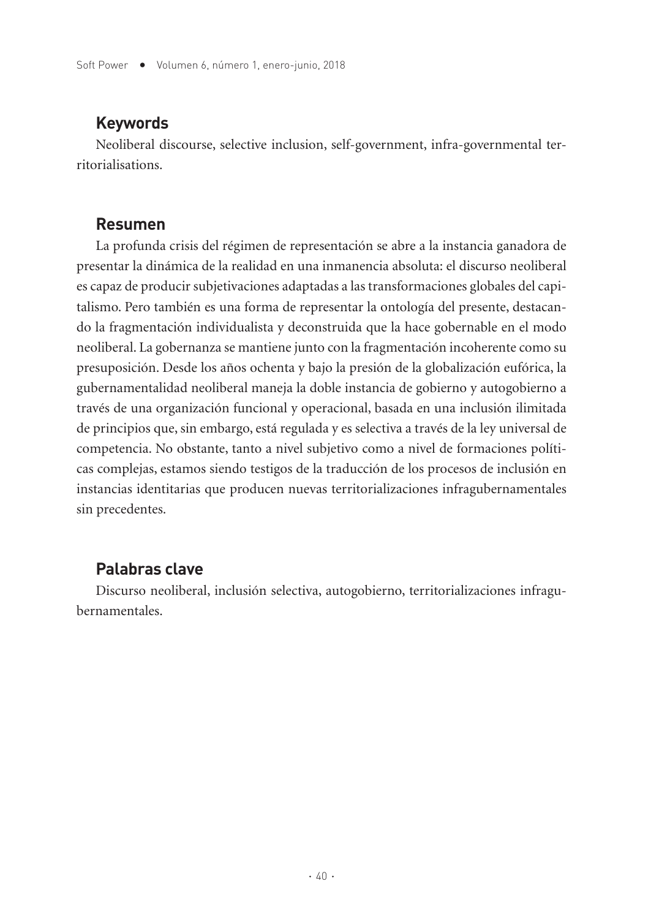## Keywords

Neoliberal discourse, selective inclusion, self-government, infra-governmental territorialisations.

## Resumen

La profunda crisis del régimen de representación se abre a la instancia ganadora de presentar la dinámica de la realidad en una inmanencia absoluta: el discurso neoliberal es capaz de producir subjetivaciones adaptadas a las transformaciones globales del capitalismo. Pero también es una forma de representar la ontología del presente, destacando la fragmentación individualista y deconstruida que la hace gobernable en el modo neoliberal. La gobernanza se mantiene junto con la fragmentación incoherente como su presuposición. Desde los años ochenta y bajo la presión de la globalización eufórica, la gubernamentalidad neoliberal maneja la doble instancia de gobierno y autogobierno a través de una organización funcional y operacional, basada en una inclusión ilimitada de principios que, sin embargo, está regulada y es selectiva a través de la ley universal de competencia. No obstante, tanto a nivel subjetivo como a nivel de formaciones políticas complejas, estamos siendo testigos de la traducción de los procesos de inclusión en instancias identitarias que producen nuevas territorializaciones infragubernamentales sin precedentes.

## Palabras clave

Discurso neoliberal, inclusión selectiva, autogobierno, territorializaciones infragubernamentales.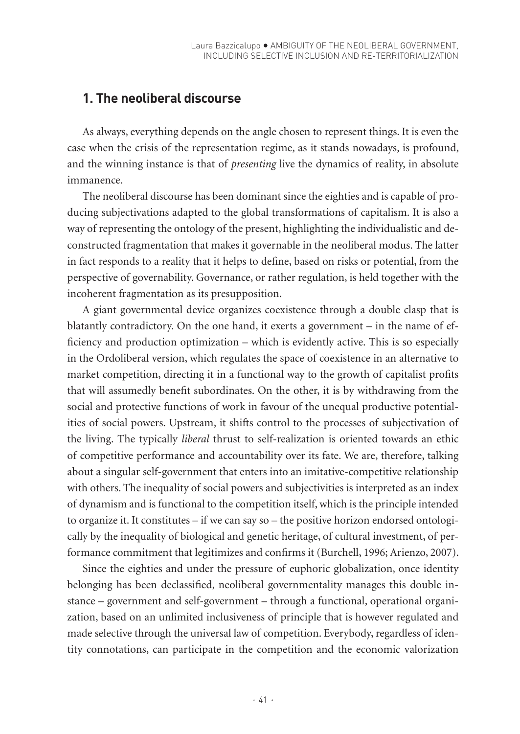## 1. The neoliberal discourse

As always, everything depends on the angle chosen to represent things. It is even the case when the crisis of the representation regime, as it stands nowadays, is profound, and the winning instance is that of *presenting* live the dynamics of reality, in absolute immanence.

The neoliberal discourse has been dominant since the eighties and is capable of producing subjectivations adapted to the global transformations of capitalism. It is also a way of representing the ontology of the present, highlighting the individualistic and deconstructed fragmentation that makes it governable in the neoliberal modus. The latter in fact responds to a reality that it helps to define, based on risks or potential, from the perspective of governability. Governance, or rather regulation, is held together with the incoherent fragmentation as its presupposition.

A giant governmental device organizes coexistence through a double clasp that is blatantly contradictory. On the one hand, it exerts a government – in the name of efficiency and production optimization – which is evidently active. This is so especially in the Ordoliberal version, which regulates the space of coexistence in an alternative to market competition, directing it in a functional way to the growth of capitalist profits that will assumedly benefit subordinates. On the other, it is by withdrawing from the social and protective functions of work in favour of the unequal productive potentialities of social powers. Upstream, it shifts control to the processes of subjectivation of the living. The typically *liberal* thrust to self-realization is oriented towards an ethic of competitive performance and accountability over its fate. We are, therefore, talking about a singular self-government that enters into an imitative-competitive relationship with others. The inequality of social powers and subjectivities is interpreted as an index of dynamism and is functional to the competition itself, which is the principle intended to organize it. It constitutes – if we can say so – the positive horizon endorsed ontologically by the inequality of biological and genetic heritage, of cultural investment, of performance commitment that legitimizes and confirms it (Burchell, 1996; Arienzo, 2007).

Since the eighties and under the pressure of euphoric globalization, once identity belonging has been declassified, neoliberal governmentality manages this double instance – government and self-government – through a functional, operational organization, based on an unlimited inclusiveness of principle that is however regulated and made selective through the universal law of competition. Everybody, regardless of identity connotations, can participate in the competition and the economic valorization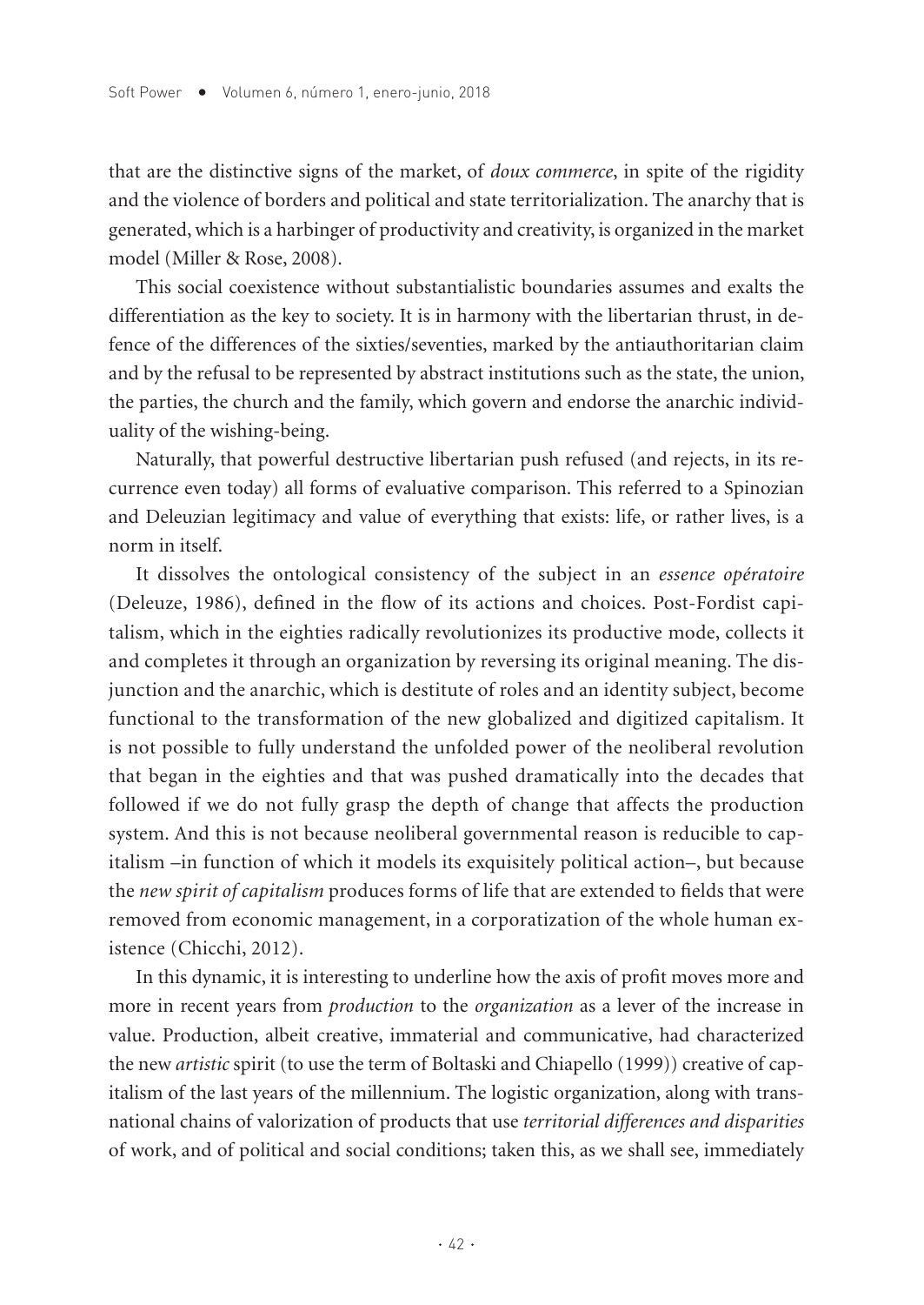that are the distinctive signs of the market, of *doux commerce*, in spite of the rigidity and the violence of borders and political and state territorialization. The anarchy that is generated, which is a harbinger of productivity and creativity, is organized in the market model (Miller & Rose, 2008).

This social coexistence without substantialistic boundaries assumes and exalts the differentiation as the key to society. It is in harmony with the libertarian thrust, in defence of the differences of the sixties/seventies, marked by the antiauthoritarian claim and by the refusal to be represented by abstract institutions such as the state, the union, the parties, the church and the family, which govern and endorse the anarchic individuality of the wishing-being.

Naturally, that powerful destructive libertarian push refused (and rejects, in its recurrence even today) all forms of evaluative comparison. This referred to a Spinozian and Deleuzian legitimacy and value of everything that exists: life, or rather lives, is a norm in itself.

It dissolves the ontological consistency of the subject in an *essence opératoire* (Deleuze, 1986), defined in the flow of its actions and choices. Post-Fordist capitalism, which in the eighties radically revolutionizes its productive mode, collects it and completes it through an organization by reversing its original meaning. The disjunction and the anarchic, which is destitute of roles and an identity subject, become functional to the transformation of the new globalized and digitized capitalism. It is not possible to fully understand the unfolded power of the neoliberal revolution that began in the eighties and that was pushed dramatically into the decades that followed if we do not fully grasp the depth of change that affects the production system. And this is not because neoliberal governmental reason is reducible to capitalism –in function of which it models its exquisitely political action–, but because the *new spirit of capitalism* produces forms of life that are extended to fields that were removed from economic management, in a corporatization of the whole human existence (Chicchi, 2012).

In this dynamic, it is interesting to underline how the axis of profit moves more and more in recent years from *production* to the *organization* as a lever of the increase in value. Production, albeit creative, immaterial and communicative, had characterized the new *artistic* spirit (to use the term of Boltaski and Chiapello (1999)) creative of capitalism of the last years of the millennium. The logistic organization, along with transnational chains of valorization of products that use *territorial differences and disparities* of work, and of political and social conditions; taken this, as we shall see, immediately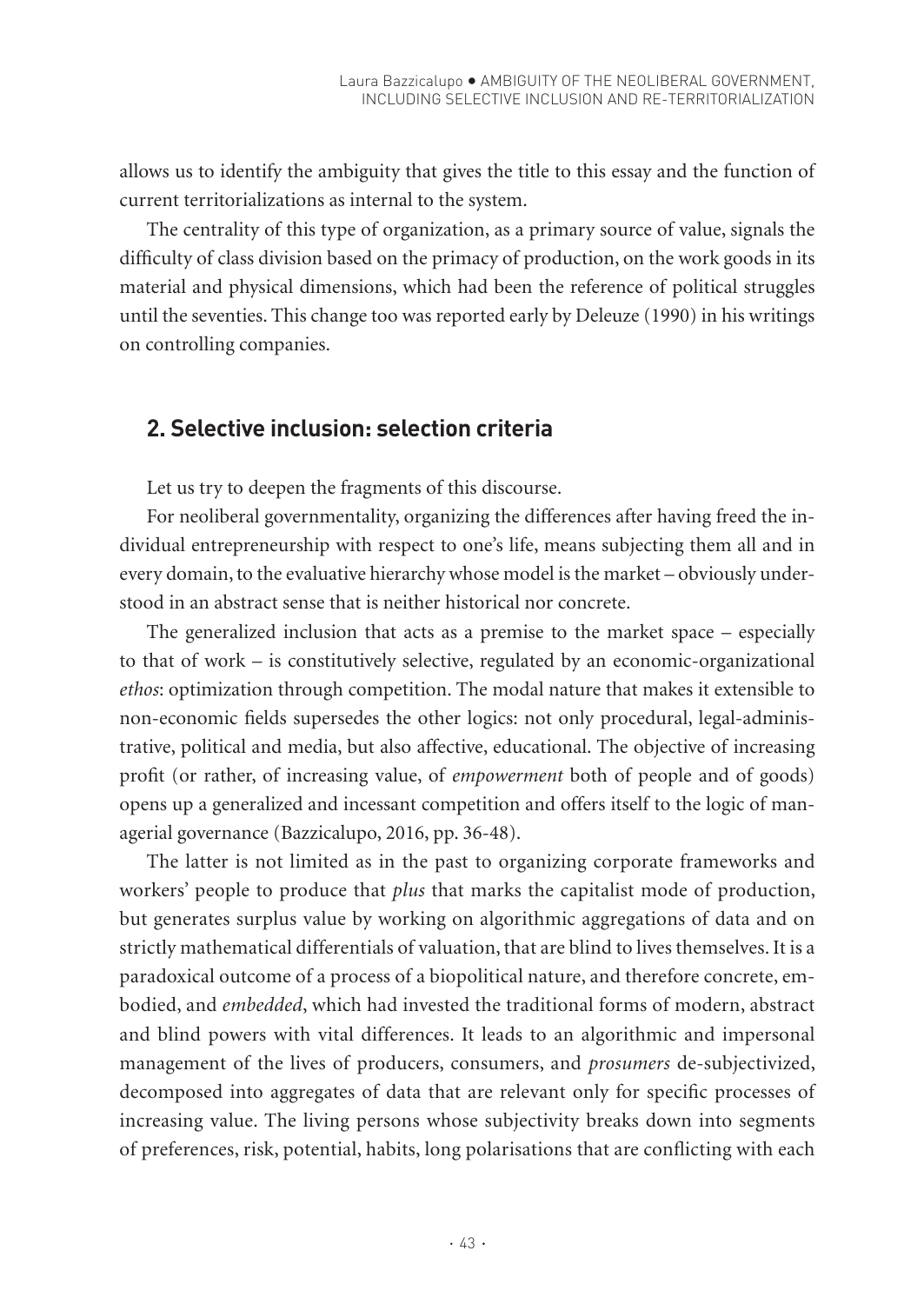allows us to identify the ambiguity that gives the title to this essay and the function of current territorializations as internal to the system.

The centrality of this type of organization, as a primary source of value, signals the difficulty of class division based on the primacy of production, on the work goods in its material and physical dimensions, which had been the reference of political struggles until the seventies. This change too was reported early by Deleuze (1990) in his writings on controlling companies.

## 2. Selective inclusion: selection criteria

Let us try to deepen the fragments of this discourse.

For neoliberal governmentality, organizing the differences after having freed the individual entrepreneurship with respect to one's life, means subjecting them all and in every domain, to the evaluative hierarchy whose model is the market – obviously understood in an abstract sense that is neither historical nor concrete.

The generalized inclusion that acts as a premise to the market space – especially to that of work – is constitutively selective, regulated by an economic-organizational *ethos*: optimization through competition. The modal nature that makes it extensible to non-economic fields supersedes the other logics: not only procedural, legal-administrative, political and media, but also affective, educational. The objective of increasing profit (or rather, of increasing value, of *empowerment* both of people and of goods) opens up a generalized and incessant competition and offers itself to the logic of managerial governance (Bazzicalupo, 2016, pp. 36-48).

The latter is not limited as in the past to organizing corporate frameworks and workers' people to produce that *plus* that marks the capitalist mode of production, but generates surplus value by working on algorithmic aggregations of data and on strictly mathematical differentials of valuation, that are blind to lives themselves. It is a paradoxical outcome of a process of a biopolitical nature, and therefore concrete, embodied, and *embedded*, which had invested the traditional forms of modern, abstract and blind powers with vital differences. It leads to an algorithmic and impersonal management of the lives of producers, consumers, and *prosumers* de-subjectivized, decomposed into aggregates of data that are relevant only for specific processes of increasing value. The living persons whose subjectivity breaks down into segments of preferences, risk, potential, habits, long polarisations that are conflicting with each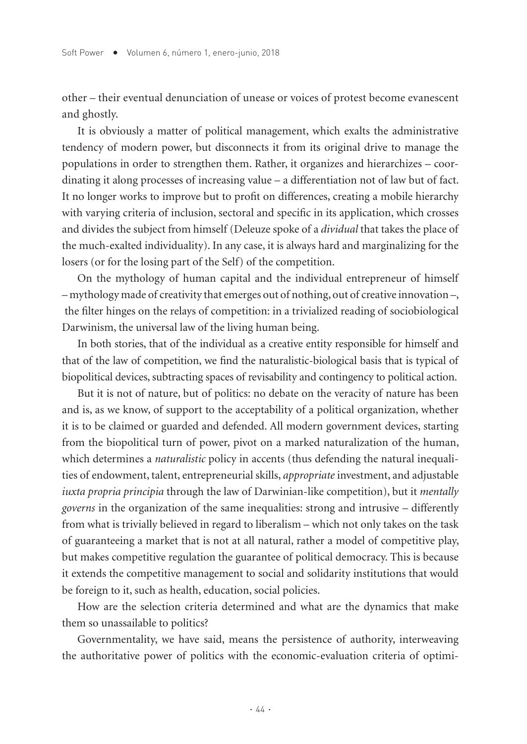other – their eventual denunciation of unease or voices of protest become evanescent and ghostly.

It is obviously a matter of political management, which exalts the administrative tendency of modern power, but disconnects it from its original drive to manage the populations in order to strengthen them. Rather, it organizes and hierarchizes – coordinating it along processes of increasing value – a differentiation not of law but of fact. It no longer works to improve but to profit on differences, creating a mobile hierarchy with varying criteria of inclusion, sectoral and specific in its application, which crosses and divides the subject from himself (Deleuze spoke of a *dividual* that takes the place of the much-exalted individuality). In any case, it is always hard and marginalizing for the losers (or for the losing part of the Self) of the competition.

On the mythology of human capital and the individual entrepreneur of himself – mythology made of creativity that emerges out of nothing, out of creative innovation –, the filter hinges on the relays of competition: in a trivialized reading of sociobiological Darwinism, the universal law of the living human being.

In both stories, that of the individual as a creative entity responsible for himself and that of the law of competition, we find the naturalistic-biological basis that is typical of biopolitical devices, subtracting spaces of revisability and contingency to political action.

But it is not of nature, but of politics: no debate on the veracity of nature has been and is, as we know, of support to the acceptability of a political organization, whether it is to be claimed or guarded and defended. All modern government devices, starting from the biopolitical turn of power, pivot on a marked naturalization of the human, which determines a *naturalistic* policy in accents (thus defending the natural inequalities of endowment, talent, entrepreneurial skills, *appropriate* investment, and adjustable *iuxta propria principia* through the law of Darwinian-like competition), but it *mentally governs* in the organization of the same inequalities: strong and intrusive – differently from what is trivially believed in regard to liberalism – which not only takes on the task of guaranteeing a market that is not at all natural, rather a model of competitive play, but makes competitive regulation the guarantee of political democracy. This is because it extends the competitive management to social and solidarity institutions that would be foreign to it, such as health, education, social policies.

How are the selection criteria determined and what are the dynamics that make them so unassailable to politics?

Governmentality, we have said, means the persistence of authority, interweaving the authoritative power of politics with the economic-evaluation criteria of optimi-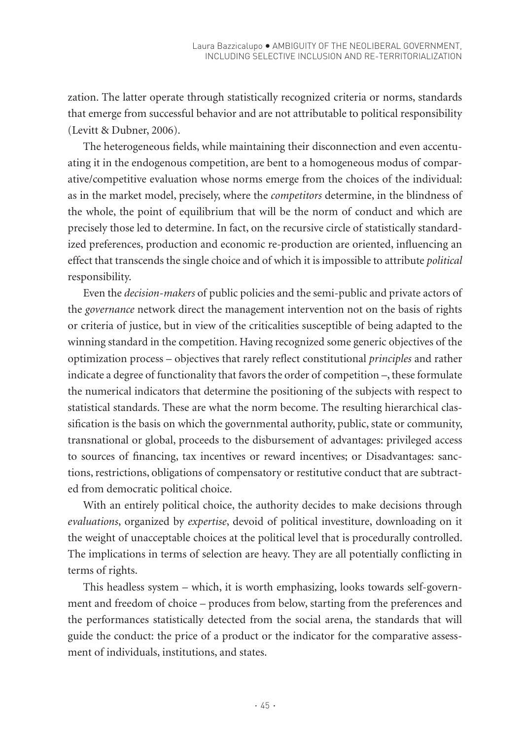zation. The latter operate through statistically recognized criteria or norms, standards that emerge from successful behavior and are not attributable to political responsibility (Levitt & Dubner, 2006).

The heterogeneous fields, while maintaining their disconnection and even accentuating it in the endogenous competition, are bent to a homogeneous modus of comparative/competitive evaluation whose norms emerge from the choices of the individual: as in the market model, precisely, where the *competitors* determine, in the blindness of the whole, the point of equilibrium that will be the norm of conduct and which are precisely those led to determine. In fact, on the recursive circle of statistically standardized preferences, production and economic re-production are oriented, influencing an effect that transcends the single choice and of which it is impossible to attribute *political* responsibility.

Even the *decision-makers* of public policies and the semi-public and private actors of the *governance* network direct the management intervention not on the basis of rights or criteria of justice, but in view of the criticalities susceptible of being adapted to the winning standard in the competition. Having recognized some generic objectives of the optimization process – objectives that rarely reflect constitutional *principles* and rather indicate a degree of functionality that favors the order of competition –, these formulate the numerical indicators that determine the positioning of the subjects with respect to statistical standards. These are what the norm become. The resulting hierarchical classification is the basis on which the governmental authority, public, state or community, transnational or global, proceeds to the disbursement of advantages: privileged access to sources of financing, tax incentives or reward incentives; or Disadvantages: sanctions, restrictions, obligations of compensatory or restitutive conduct that are subtracted from democratic political choice.

With an entirely political choice, the authority decides to make decisions through *evaluations*, organized by *expertise*, devoid of political investiture, downloading on it the weight of unacceptable choices at the political level that is procedurally controlled. The implications in terms of selection are heavy. They are all potentially conflicting in terms of rights.

This headless system – which, it is worth emphasizing, looks towards self-government and freedom of choice – produces from below, starting from the preferences and the performances statistically detected from the social arena, the standards that will guide the conduct: the price of a product or the indicator for the comparative assessment of individuals, institutions, and states.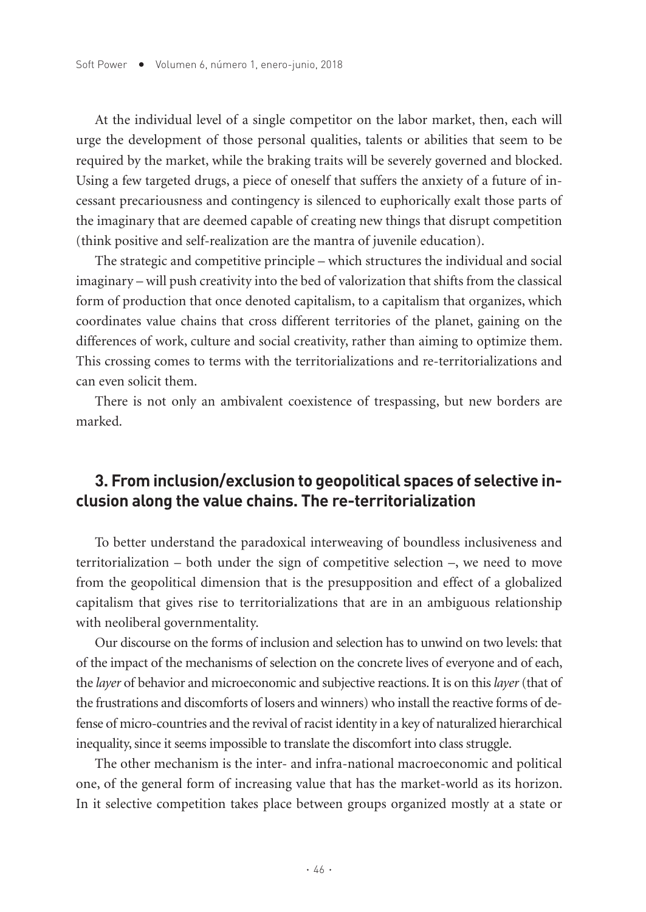At the individual level of a single competitor on the labor market, then, each will urge the development of those personal qualities, talents or abilities that seem to be required by the market, while the braking traits will be severely governed and blocked. Using a few targeted drugs, a piece of oneself that suffers the anxiety of a future of incessant precariousness and contingency is silenced to euphorically exalt those parts of the imaginary that are deemed capable of creating new things that disrupt competition (think positive and self-realization are the mantra of juvenile education).

The strategic and competitive principle – which structures the individual and social imaginary – will push creativity into the bed of valorization that shifts from the classical form of production that once denoted capitalism, to a capitalism that organizes, which coordinates value chains that cross different territories of the planet, gaining on the differences of work, culture and social creativity, rather than aiming to optimize them. This crossing comes to terms with the territorializations and re-territorializations and can even solicit them.

There is not only an ambivalent coexistence of trespassing, but new borders are marked.

## 3. From inclusion/exclusion to geopolitical spaces of selective inclusion along the value chains. The re-territorialization

To better understand the paradoxical interweaving of boundless inclusiveness and territorialization – both under the sign of competitive selection –, we need to move from the geopolitical dimension that is the presupposition and effect of a globalized capitalism that gives rise to territorializations that are in an ambiguous relationship with neoliberal governmentality.

Our discourse on the forms of inclusion and selection has to unwind on two levels: that of the impact of the mechanisms of selection on the concrete lives of everyone and of each, the *layer* of behavior and microeconomic and subjective reactions. It is on this *layer* (that of the frustrations and discomforts of losers and winners) who install the reactive forms of defense of micro-countries and the revival of racist identity in a key of naturalized hierarchical inequality, since it seems impossible to translate the discomfort into class struggle.

The other mechanism is the inter- and infra-national macroeconomic and political one, of the general form of increasing value that has the market-world as its horizon. In it selective competition takes place between groups organized mostly at a state or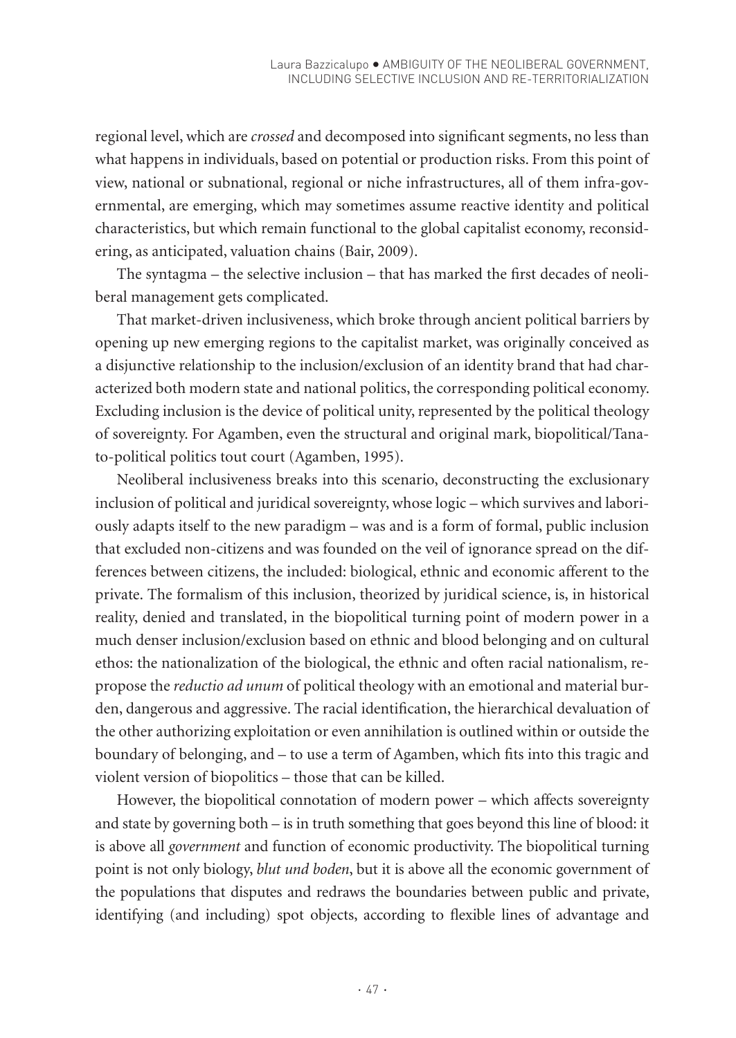regional level, which are *crossed* and decomposed into significant segments, no less than what happens in individuals, based on potential or production risks. From this point of view, national or subnational, regional or niche infrastructures, all of them infra-governmental, are emerging, which may sometimes assume reactive identity and political characteristics, but which remain functional to the global capitalist economy, reconsidering, as anticipated, valuation chains (Bair, 2009).

The syntagma – the selective inclusion – that has marked the first decades of neoliberal management gets complicated.

That market-driven inclusiveness, which broke through ancient political barriers by opening up new emerging regions to the capitalist market, was originally conceived as a disjunctive relationship to the inclusion/exclusion of an identity brand that had characterized both modern state and national politics, the corresponding political economy. Excluding inclusion is the device of political unity, represented by the political theology of sovereignty. For Agamben, even the structural and original mark, biopolitical/Tanato-political politics tout court (Agamben, 1995).

Neoliberal inclusiveness breaks into this scenario, deconstructing the exclusionary inclusion of political and juridical sovereignty, whose logic – which survives and laboriously adapts itself to the new paradigm – was and is a form of formal, public inclusion that excluded non-citizens and was founded on the veil of ignorance spread on the differences between citizens, the included: biological, ethnic and economic afferent to the private. The formalism of this inclusion, theorized by juridical science, is, in historical reality, denied and translated, in the biopolitical turning point of modern power in a much denser inclusion/exclusion based on ethnic and blood belonging and on cultural ethos: the nationalization of the biological, the ethnic and often racial nationalism, repropose the *reductio ad unum* of political theology with an emotional and material burden, dangerous and aggressive. The racial identification, the hierarchical devaluation of the other authorizing exploitation or even annihilation is outlined within or outside the boundary of belonging, and – to use a term of Agamben, which fits into this tragic and violent version of biopolitics – those that can be killed.

However, the biopolitical connotation of modern power – which affects sovereignty and state by governing both – is in truth something that goes beyond this line of blood: it is above all *government* and function of economic productivity. The biopolitical turning point is not only biology, *blut und boden*, but it is above all the economic government of the populations that disputes and redraws the boundaries between public and private, identifying (and including) spot objects, according to flexible lines of advantage and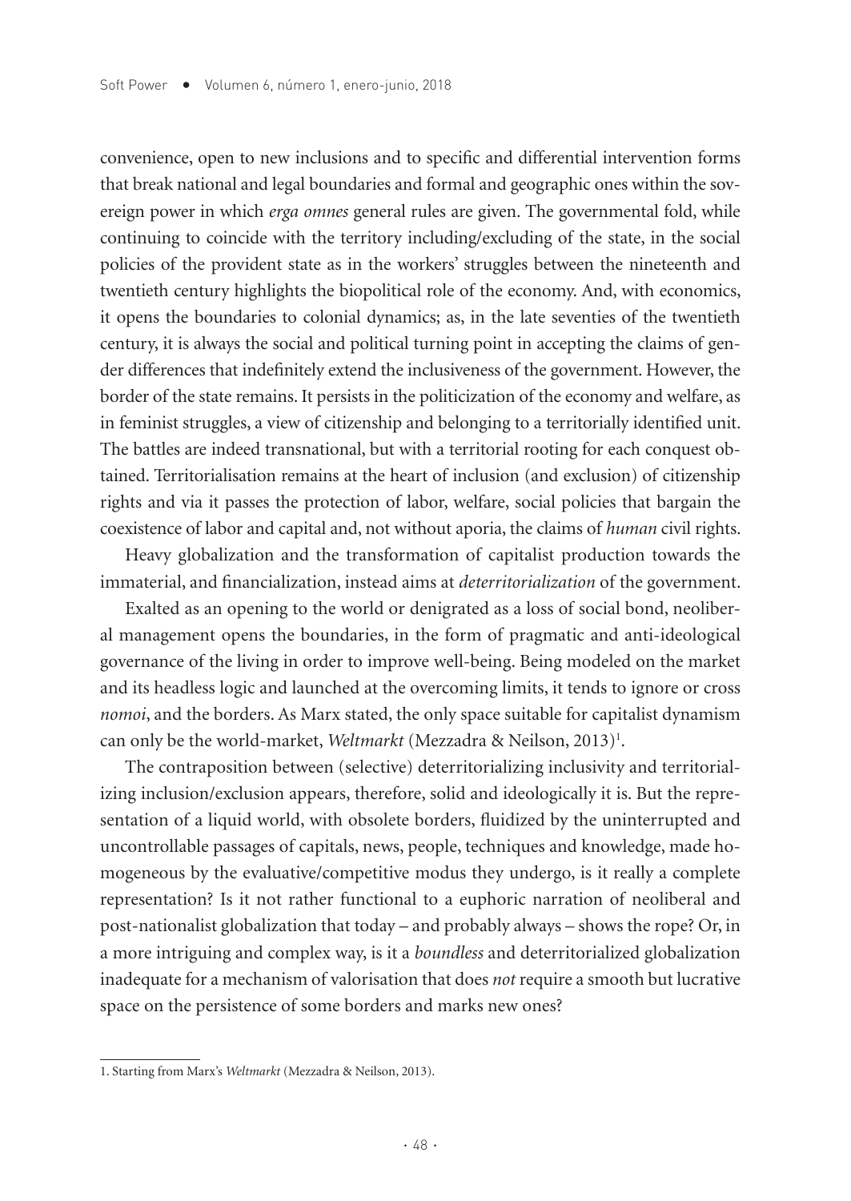convenience, open to new inclusions and to specific and differential intervention forms that break national and legal boundaries and formal and geographic ones within the sovereign power in which *erga omnes* general rules are given. The governmental fold, while continuing to coincide with the territory including/excluding of the state, in the social policies of the provident state as in the workers' struggles between the nineteenth and twentieth century highlights the biopolitical role of the economy. And, with economics, it opens the boundaries to colonial dynamics; as, in the late seventies of the twentieth century, it is always the social and political turning point in accepting the claims of gender differences that indefinitely extend the inclusiveness of the government. However, the border of the state remains. It persists in the politicization of the economy and welfare, as in feminist struggles, a view of citizenship and belonging to a territorially identified unit. The battles are indeed transnational, but with a territorial rooting for each conquest obtained. Territorialisation remains at the heart of inclusion (and exclusion) of citizenship rights and via it passes the protection of labor, welfare, social policies that bargain the coexistence of labor and capital and, not without aporia, the claims of *human* civil rights.

Heavy globalization and the transformation of capitalist production towards the immaterial, and financialization, instead aims at *deterritorialization* of the government.

Exalted as an opening to the world or denigrated as a loss of social bond, neoliberal management opens the boundaries, in the form of pragmatic and anti-ideological governance of the living in order to improve well-being. Being modeled on the market and its headless logic and launched at the overcoming limits, it tends to ignore or cross *nomoi*, and the borders. As Marx stated, the only space suitable for capitalist dynamism can only be the world-market, *Weltmarkt* (Mezzadra & Neilson, 2013)[1].

The contraposition between (selective) deterritorializing inclusivity and territorializing inclusion/exclusion appears, therefore, solid and ideologically it is. But the representation of a liquid world, with obsolete borders, fluidized by the uninterrupted and uncontrollable passages of capitals, news, people, techniques and knowledge, made homogeneous by the evaluative/competitive modus they undergo, is it really a complete representation? Is it not rather functional to a euphoric narration of neoliberal and post-nationalist globalization that today – and probably always – shows the rope? Or, in a more intriguing and complex way, is it a *boundless* and deterritorialized globalization inadequate for a mechanism of valorisation that does *not* require a smooth but lucrative space on the persistence of some borders and marks new ones?

1. Starting from Marx's *Weltmarkt* (Mezzadra & Neilson, 2013).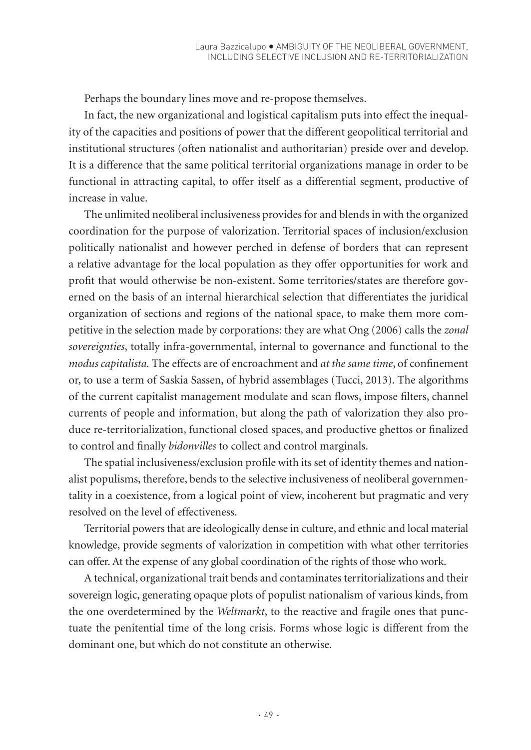Perhaps the boundary lines move and re-propose themselves.

In fact, the new organizational and logistical capitalism puts into effect the inequality of the capacities and positions of power that the different geopolitical territorial and institutional structures (often nationalist and authoritarian) preside over and develop. It is a difference that the same political territorial organizations manage in order to be functional in attracting capital, to offer itself as a differential segment, productive of increase in value.

The unlimited neoliberal inclusiveness provides for and blends in with the organized coordination for the purpose of valorization. Territorial spaces of inclusion/exclusion politically nationalist and however perched in defense of borders that can represent a relative advantage for the local population as they offer opportunities for work and profit that would otherwise be non-existent. Some territories/states are therefore governed on the basis of an internal hierarchical selection that differentiates the juridical organization of sections and regions of the national space, to make them more competitive in the selection made by corporations: they are what Ong (2006) calls the *zonal sovereignties*, totally infra-governmental, internal to governance and functional to the *modus capitalista.* The effects are of encroachment and *at the same time*, of confinement or, to use a term of Saskia Sassen, of hybrid assemblages (Tucci, 2013). The algorithms of the current capitalist management modulate and scan flows, impose filters, channel currents of people and information, but along the path of valorization they also produce re-territorialization, functional closed spaces, and productive ghettos or finalized to control and finally *bidonvilles* to collect and control marginals.

The spatial inclusiveness/exclusion profile with its set of identity themes and nationalist populisms, therefore, bends to the selective inclusiveness of neoliberal governmentality in a coexistence, from a logical point of view, incoherent but pragmatic and very resolved on the level of effectiveness.

Territorial powers that are ideologically dense in culture, and ethnic and local material knowledge, provide segments of valorization in competition with what other territories can offer. At the expense of any global coordination of the rights of those who work.

A technical, organizational trait bends and contaminates territorializations and their sovereign logic, generating opaque plots of populist nationalism of various kinds, from the one overdetermined by the *Weltmarkt*, to the reactive and fragile ones that punctuate the penitential time of the long crisis. Forms whose logic is different from the dominant one, but which do not constitute an otherwise.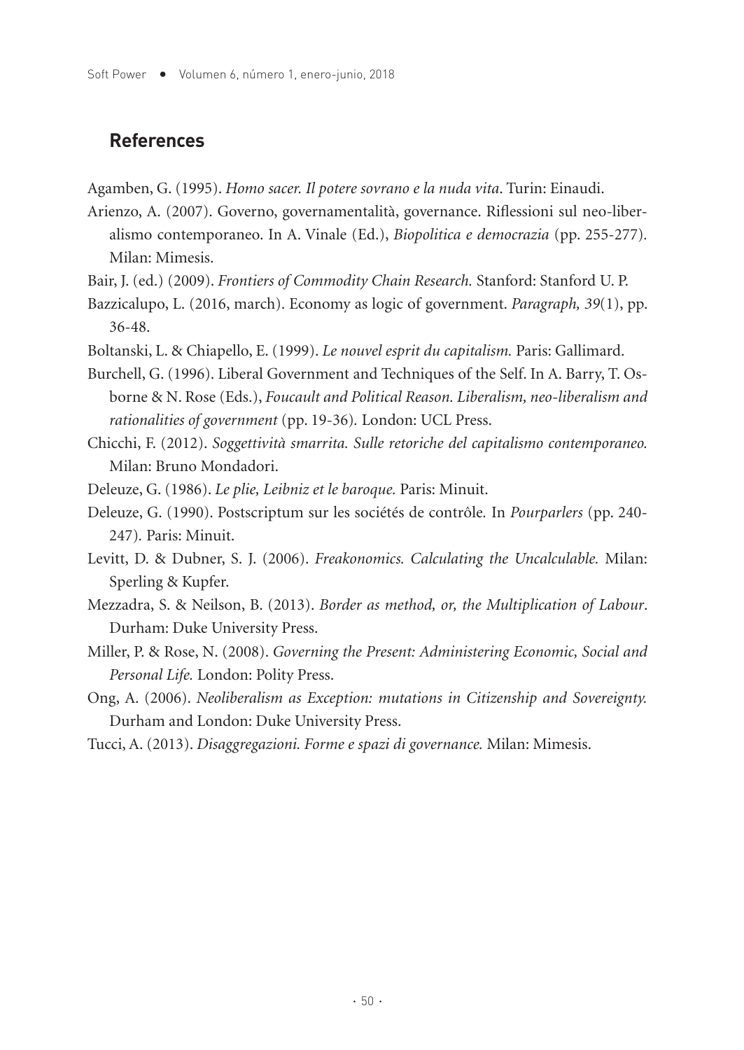## References

Agamben, G. (1995). *Homo sacer. Il potere sovrano e la nuda vita*. Turin: Einaudi.

Arienzo, A. (2007). Governo, governamentalità, governance. Riflessioni sul neo-liberalismo contemporaneo. In A. Vinale (Ed.), *Biopolitica e democrazia* (pp. 255-277). Milan: Mimesis.

Bair, J. (ed.) (2009). *Frontiers of Commodity Chain Research.* Stanford: Stanford U. P.

Bazzicalupo, L. (2016, march). Economy as logic of government. *Paragraph, 39*(1), pp. 36-48.

Boltanski, L. & Chiapello, E. (1999). *Le nouvel esprit du capitalism.* Paris: Gallimard.

Burchell, G. (1996). Liberal Government and Techniques of the Self. In A. Barry, T. Osborne & N. Rose (Eds.), *Foucault and Political Reason. Liberalism, neo-liberalism and rationalities of government* (pp. 19-36). London: UCL Press.

Chicchi, F. (2012). *Soggettività smarrita. Sulle retoriche del capitalismo contemporaneo.* Milan: Bruno Mondadori.

Deleuze, G. (1986). *Le plie, Leibniz et le baroque.* Paris: Minuit.

Deleuze, G. (1990). Postscriptum sur les sociétés de contrôle. In *Pourparlers* (pp. 240-247). Paris: Minuit.

Levitt, D. & Dubner, S. J. (2006). *Freakonomics. Calculating the Uncalculable.* Milan: Sperling & Kupfer.

Mezzadra, S. & Neilson, B. (2013). *Border as method, or, the Multiplication of Labour*. Durham: Duke University Press.

Miller, P. & Rose, N. (2008). *Governing the Present: Administering Economic, Social and Personal Life.* London: Polity Press.

Ong, A. (2006). *Neoliberalism as Exception: mutations in Citizenship and Sovereignty.* Durham and London: Duke University Press.

Tucci, A. (2013). *Disaggregazioni. Forme e spazi di governance.* Milan: Mimesis.